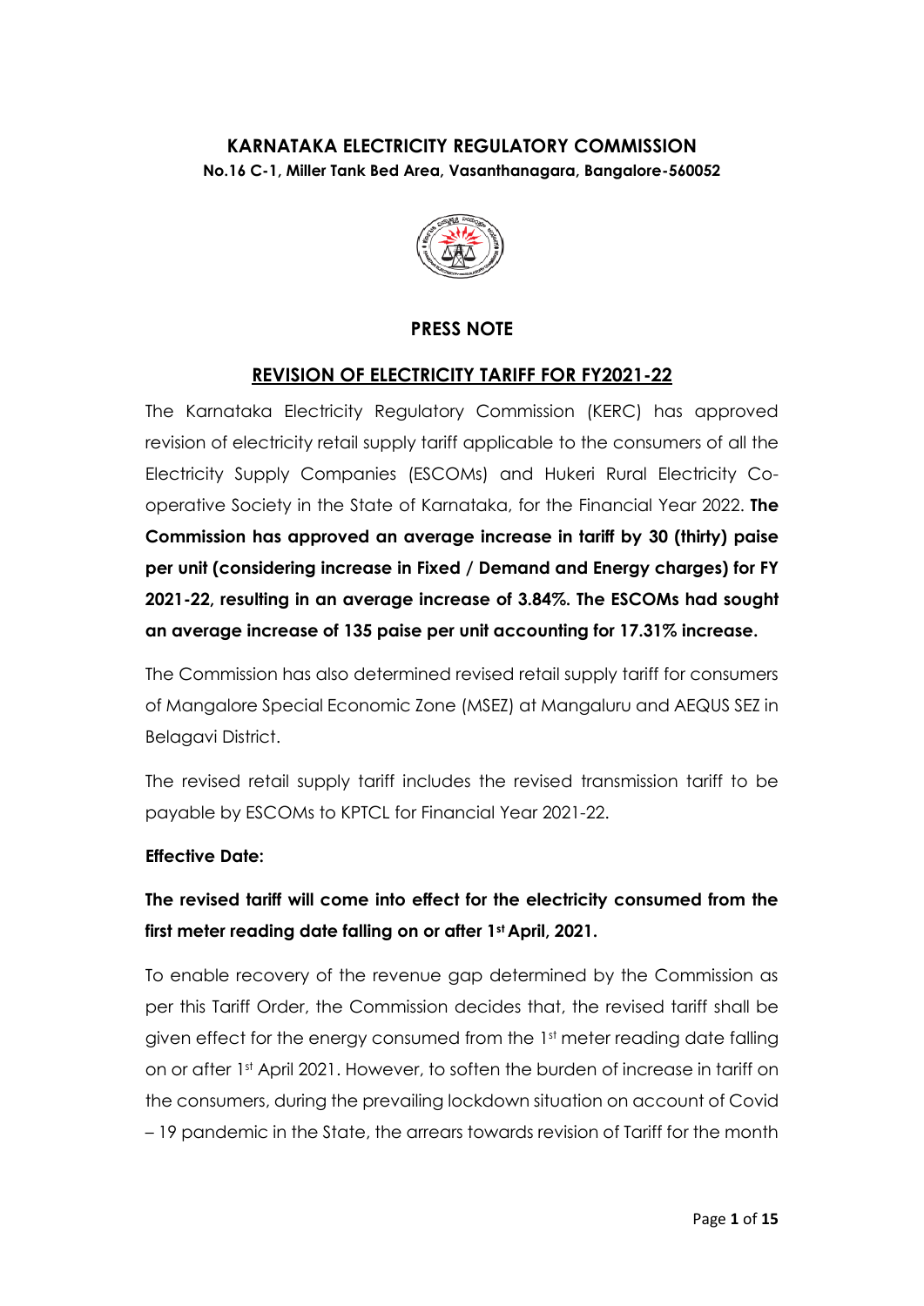# KARNATAKA ELECTRICITY REGULATORY COMMISSION

**No.16 C-1, Miller Tank Bed Area, Vasanthanagara, Bangalore-560052**

## PRESS NOTE

## REVISION OF ELECTRICITY TARIFF FOR FY2021-22

The Karnataka Electricity Regulatory Commission (KERC) has approved revision of electricity retail supply tariff applicable to the consumers of all the Electricity Supply Companies (ESCOMs) and Hukeri Rural Electricity Co-operative Society in the State of Karnataka, for the Financial Year 2022. **The Commission has approved an average increase in tariff by 30 (thirty) paise per unit (considering increase in Fixed / Demand and Energy charges) for FY 2021-22, resulting in an average increase of 3.84%. The ESCOMs had sought an average increase of 135 paise per unit accounting for 17.31% increase.**

The Commission has also determined revised retail supply tariff for consumers of Mangalore Special Economic Zone (MSEZ) at Mangaluru and AEQUS SEZ in Belagavi District.

The revised retail supply tariff includes the revised transmission tariff to be payable by ESCOMs to KPTCL for Financial Year 2021-22.

**Effective Date:**

**The revised tariff will come into effect for the electricity consumed from the first meter reading date falling on or after 1st April, 2021.**

To enable recovery of the revenue gap determined by the Commission as per this Tariff Order, the Commission decides that, the revised tariff shall be given effect for the energy consumed from the 1st meter reading date falling on or after 1st April 2021. However, to soften the burden of increase in tariff on the consumers, during the prevailing lockdown situation on account of Covid – 19 pandemic in the State, the arrears towards revision of Tariff for the month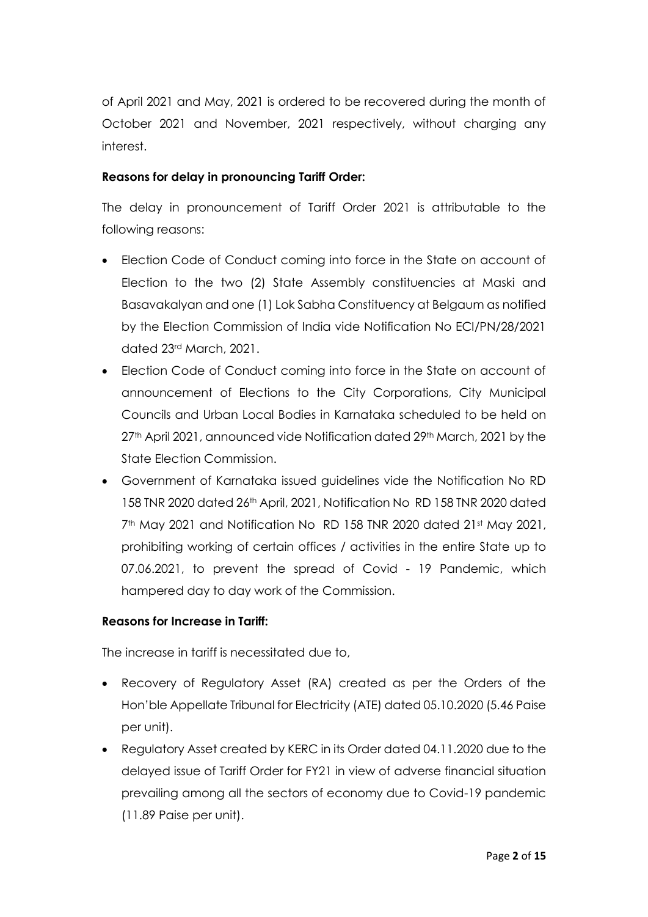of April 2021 and May, 2021 is ordered to be recovered during the month of October 2021 and November, 2021 respectively, without charging any interest.

**Reasons for delay in pronouncing Tariff Order:**

The delay in pronouncement of Tariff Order 2021 is attributable to the following reasons:

- Election Code of Conduct coming into force in the State on account of Election to the two (2) State Assembly constituencies at Maski and Basavakalyan and one (1) Lok Sabha Constituency at Belgaum as notified by the Election Commission of India vide Notification No ECI/PN/28/2021 dated 23rd March, 2021.
- Election Code of Conduct coming into force in the State on account of announcement of Elections to the City Corporations, City Municipal Councils and Urban Local Bodies in Karnataka scheduled to be held on 27th April 2021, announced vide Notification dated 29th March, 2021 by the State Election Commission.
- Government of Karnataka issued guidelines vide the Notification No RD 158 TNR 2020 dated 26th April, 2021, Notification No RD 158 TNR 2020 dated 7th May 2021 and Notification No RD 158 TNR 2020 dated 21st May 2021, prohibiting working of certain offices / activities in the entire State up to 07.06.2021, to prevent the spread of Covid - 19 Pandemic, which hampered day to day work of the Commission.

**Reasons for Increase in Tariff:**

The increase in tariff is necessitated due to,

- Recovery of Regulatory Asset (RA) created as per the Orders of the Hon'ble Appellate Tribunal for Electricity (ATE) dated 05.10.2020 (5.46 Paise per unit).
- Regulatory Asset created by KERC in its Order dated 04.11.2020 due to the delayed issue of Tariff Order for FY21 in view of adverse financial situation prevailing among all the sectors of economy due to Covid-19 pandemic (11.89 Paise per unit).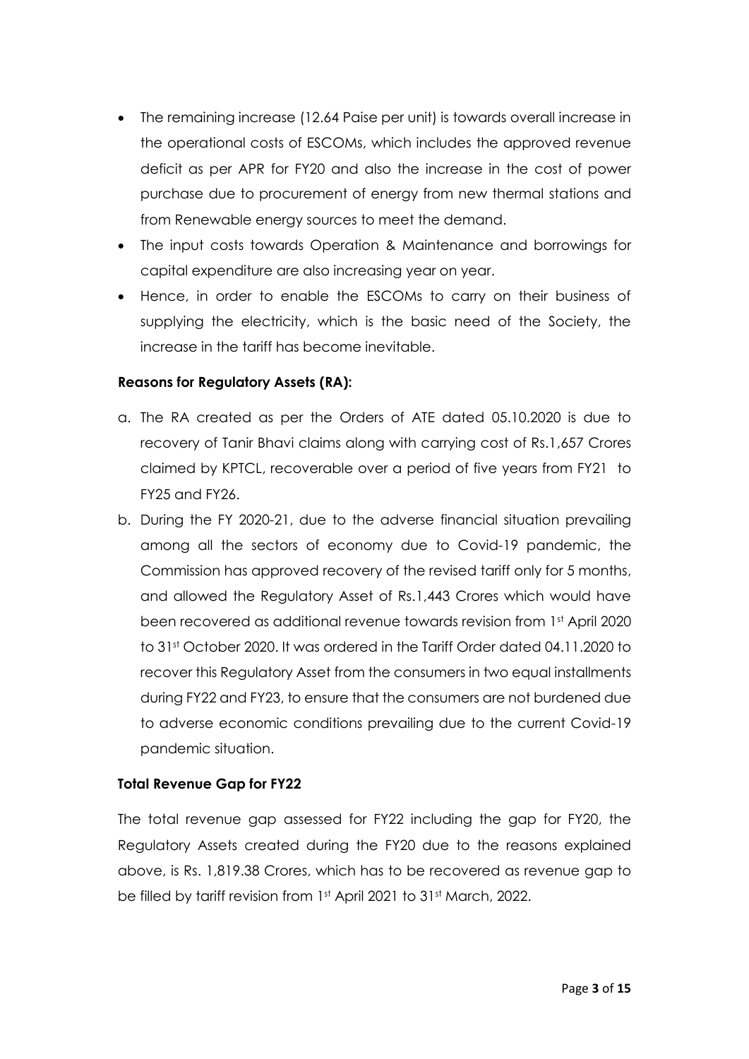- The remaining increase (12.64 Paise per unit) is towards overall increase in the operational costs of ESCOMs, which includes the approved revenue deficit as per APR for FY20 and also the increase in the cost of power purchase due to procurement of energy from new thermal stations and from Renewable energy sources to meet the demand.
- The input costs towards Operation & Maintenance and borrowings for capital expenditure are also increasing year on year.
- Hence, in order to enable the ESCOMs to carry on their business of supplying the electricity, which is the basic need of the Society, the increase in the tariff has become inevitable.

**Reasons for Regulatory Assets (RA):**

a. The RA created as per the Orders of ATE dated 05.10.2020 is due to recovery of Tanir Bhavi claims along with carrying cost of Rs.1,657 Crores claimed by KPTCL, recoverable over a period of five years from FY21 to FY25 and FY26.

b. During the FY 2020-21, due to the adverse financial situation prevailing among all the sectors of economy due to Covid-19 pandemic, the Commission has approved recovery of the revised tariff only for 5 months, and allowed the Regulatory Asset of Rs.1,443 Crores which would have been recovered as additional revenue towards revision from 1st April 2020 to 31st October 2020. It was ordered in the Tariff Order dated 04.11.2020 to recover this Regulatory Asset from the consumers in two equal installments during FY22 and FY23, to ensure that the consumers are not burdened due to adverse economic conditions prevailing due to the current Covid-19 pandemic situation.

**Total Revenue Gap for FY22**

The total revenue gap assessed for FY22 including the gap for FY20, the Regulatory Assets created during the FY20 due to the reasons explained above, is Rs. 1,819.38 Crores, which has to be recovered as revenue gap to be filled by tariff revision from 1st April 2021 to 31st March, 2022.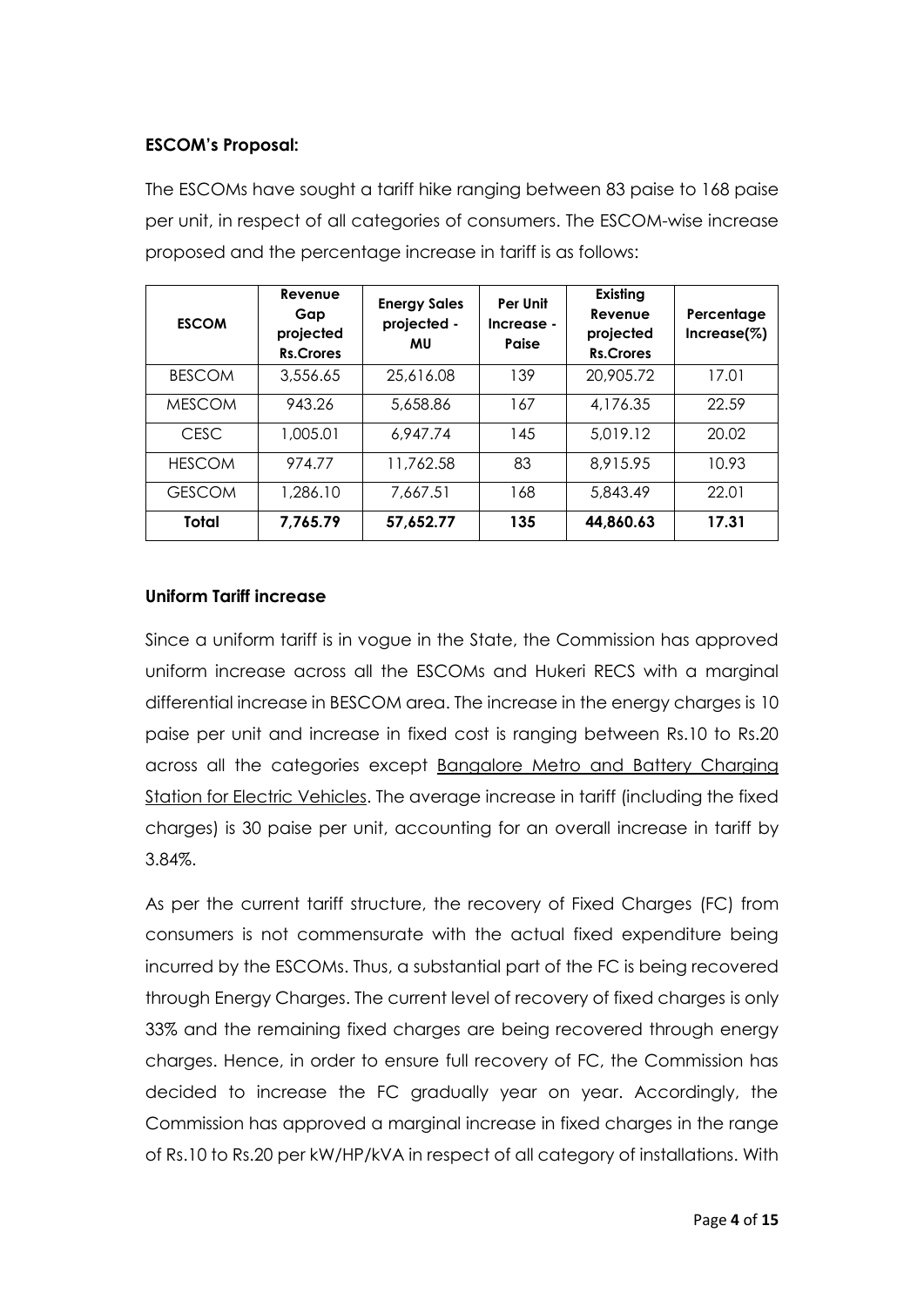**ESCOM's Proposal:**

The ESCOMs have sought a tariff hike ranging between 83 paise to 168 paise per unit, in respect of all categories of consumers. The ESCOM-wise increase proposed and the percentage increase in tariff is as follows:

| ESCOM | Revenue Gap projected Rs.Crores | Energy Sales projected - MU | Per Unit Increase - Paise | Existing Revenue projected Rs.Crores | Percentage Increase(%) |
|---|---|---|---|---|---|
| BESCOM | 3,556.65 | 25,616.08 | 139 | 20,905.72 | 17.01 |
| MESCOM | 943.26 | 5,658.86 | 167 | 4,176.35 | 22.59 |
| CESC | 1,005.01 | 6,947.74 | 145 | 5,019.12 | 20.02 |
| HESCOM | 974.77 | 11,762.58 | 83 | 8,915.95 | 10.93 |
| GESCOM | 1,286.10 | 7,667.51 | 168 | 5,843.49 | 22.01 |
| **Total** | **7,765.79** | **57,652.77** | **135** | **44,860.63** | **17.31** |

**Uniform Tariff increase**

Since a uniform tariff is in vogue in the State, the Commission has approved uniform increase across all the ESCOMs and Hukeri RECS with a marginal differential increase in BESCOM area. The increase in the energy charges is 10 paise per unit and increase in fixed cost is ranging between Rs.10 to Rs.20 across all the categories except Bangalore Metro and Battery Charging Station for Electric Vehicles. The average increase in tariff (including the fixed charges) is 30 paise per unit, accounting for an overall increase in tariff by 3.84%.

As per the current tariff structure, the recovery of Fixed Charges (FC) from consumers is not commensurate with the actual fixed expenditure being incurred by the ESCOMs. Thus, a substantial part of the FC is being recovered through Energy Charges. The current level of recovery of fixed charges is only 33% and the remaining fixed charges are being recovered through energy charges. Hence, in order to ensure full recovery of FC, the Commission has decided to increase the FC gradually year on year. Accordingly, the Commission has approved a marginal increase in fixed charges in the range of Rs.10 to Rs.20 per kW/HP/kVA in respect of all category of installations. With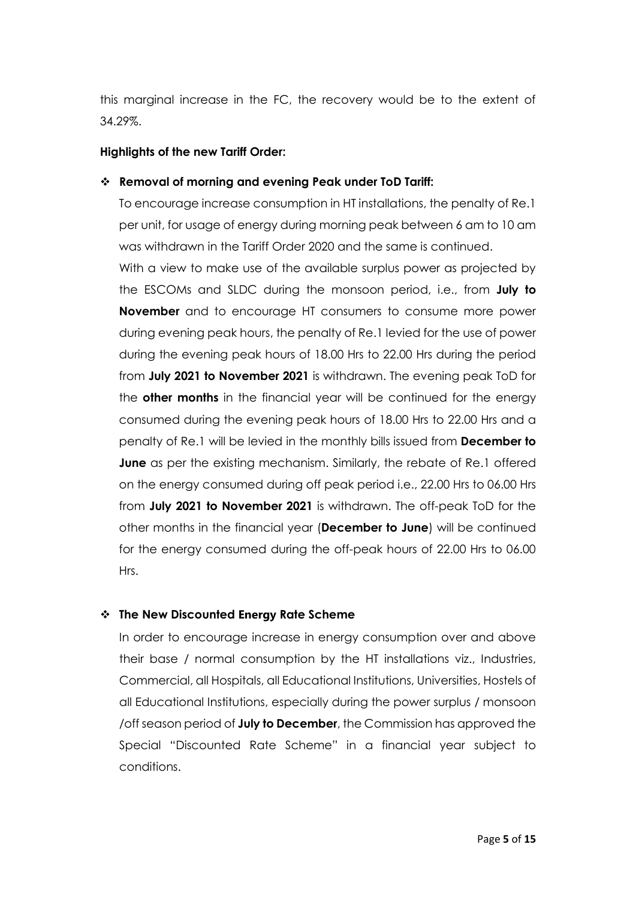this marginal increase in the FC, the recovery would be to the extent of 34.29%.

**Highlights of the new Tariff Order:**

- **Removal of morning and evening Peak under ToD Tariff:**

  To encourage increase consumption in HT installations, the penalty of Re.1 per unit, for usage of energy during morning peak between 6 am to 10 am was withdrawn in the Tariff Order 2020 and the same is continued.

  With a view to make use of the available surplus power as projected by the ESCOMs and SLDC during the monsoon period, i.e., from **July to November** and to encourage HT consumers to consume more power during evening peak hours, the penalty of Re.1 levied for the use of power during the evening peak hours of 18.00 Hrs to 22.00 Hrs during the period from **July 2021 to November 2021** is withdrawn. The evening peak ToD for the **other months** in the financial year will be continued for the energy consumed during the evening peak hours of 18.00 Hrs to 22.00 Hrs and a penalty of Re.1 will be levied in the monthly bills issued from **December to June** as per the existing mechanism. Similarly, the rebate of Re.1 offered on the energy consumed during off peak period i.e., 22.00 Hrs to 06.00 Hrs from **July 2021 to November 2021** is withdrawn. The off-peak ToD for the other months in the financial year (**December to June**) will be continued for the energy consumed during the off-peak hours of 22.00 Hrs to 06.00 Hrs.

- **The New Discounted Energy Rate Scheme**

  In order to encourage increase in energy consumption over and above their base / normal consumption by the HT installations viz., Industries, Commercial, all Hospitals, all Educational Institutions, Universities, Hostels of all Educational Institutions, especially during the power surplus / monsoon /off season period of **July to December**, the Commission has approved the Special "Discounted Rate Scheme" in a financial year subject to conditions.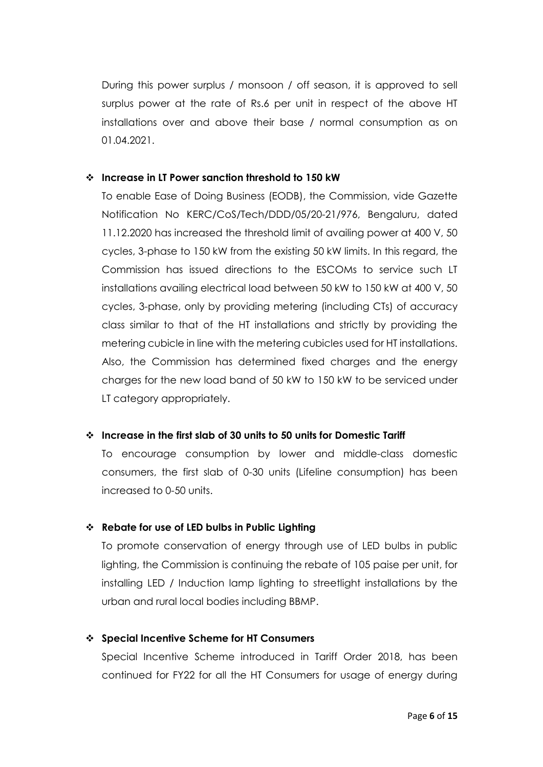During this power surplus / monsoon / off season, it is approved to sell surplus power at the rate of Rs.6 per unit in respect of the above HT installations over and above their base / normal consumption as on 01.04.2021.

- **Increase in LT Power sanction threshold to 150 kW**

  To enable Ease of Doing Business (EODB), the Commission, vide Gazette Notification No KERC/CoS/Tech/DDD/05/20-21/976, Bengaluru, dated 11.12.2020 has increased the threshold limit of availing power at 400 V, 50 cycles, 3-phase to 150 kW from the existing 50 kW limits. In this regard, the Commission has issued directions to the ESCOMs to service such LT installations availing electrical load between 50 kW to 150 kW at 400 V, 50 cycles, 3-phase, only by providing metering (including CTs) of accuracy class similar to that of the HT installations and strictly by providing the metering cubicle in line with the metering cubicles used for HT installations. Also, the Commission has determined fixed charges and the energy charges for the new load band of 50 kW to 150 kW to be serviced under LT category appropriately.

- **Increase in the first slab of 30 units to 50 units for Domestic Tariff**

  To encourage consumption by lower and middle-class domestic consumers, the first slab of 0-30 units (Lifeline consumption) has been increased to 0-50 units.

- **Rebate for use of LED bulbs in Public Lighting**

  To promote conservation of energy through use of LED bulbs in public lighting, the Commission is continuing the rebate of 105 paise per unit, for installing LED / Induction lamp lighting to streetlight installations by the urban and rural local bodies including BBMP.

- **Special Incentive Scheme for HT Consumers**

  Special Incentive Scheme introduced in Tariff Order 2018, has been continued for FY22 for all the HT Consumers for usage of energy during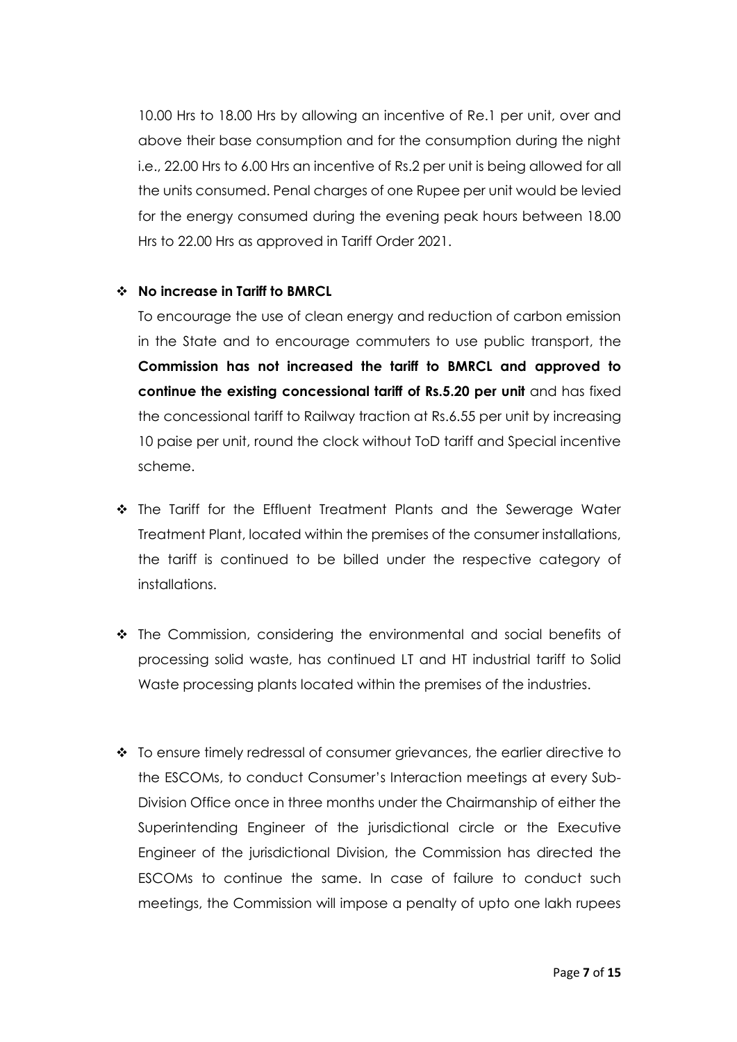10.00 Hrs to 18.00 Hrs by allowing an incentive of Re.1 per unit, over and above their base consumption and for the consumption during the night i.e., 22.00 Hrs to 6.00 Hrs an incentive of Rs.2 per unit is being allowed for all the units consumed. Penal charges of one Rupee per unit would be levied for the energy consumed during the evening peak hours between 18.00 Hrs to 22.00 Hrs as approved in Tariff Order 2021.

- **No increase in Tariff to BMRCL**

  To encourage the use of clean energy and reduction of carbon emission in the State and to encourage commuters to use public transport, the **Commission has not increased the tariff to BMRCL and approved to continue the existing concessional tariff of Rs.5.20 per unit** and has fixed the concessional tariff to Railway traction at Rs.6.55 per unit by increasing 10 paise per unit, round the clock without ToD tariff and Special incentive scheme.

- The Tariff for the Effluent Treatment Plants and the Sewerage Water Treatment Plant, located within the premises of the consumer installations, the tariff is continued to be billed under the respective category of installations.

- The Commission, considering the environmental and social benefits of processing solid waste, has continued LT and HT industrial tariff to Solid Waste processing plants located within the premises of the industries.

- To ensure timely redressal of consumer grievances, the earlier directive to the ESCOMs, to conduct Consumer's Interaction meetings at every Sub-Division Office once in three months under the Chairmanship of either the Superintending Engineer of the jurisdictional circle or the Executive Engineer of the jurisdictional Division, the Commission has directed the ESCOMs to continue the same. In case of failure to conduct such meetings, the Commission will impose a penalty of upto one lakh rupees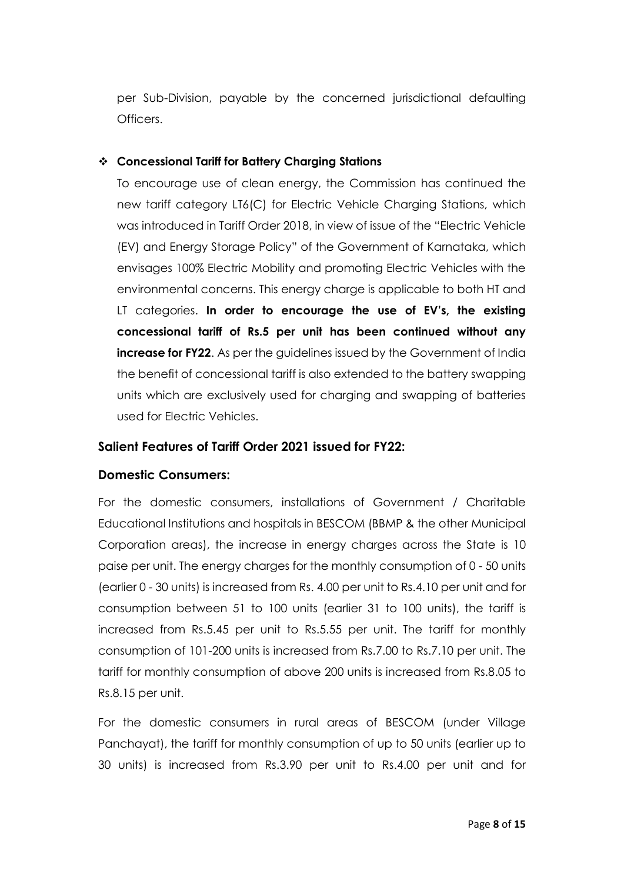per Sub-Division, payable by the concerned jurisdictional defaulting Officers.

❖ **Concessional Tariff for Battery Charging Stations**

To encourage use of clean energy, the Commission has continued the new tariff category LT6(C) for Electric Vehicle Charging Stations, which was introduced in Tariff Order 2018, in view of issue of the "Electric Vehicle (EV) and Energy Storage Policy" of the Government of Karnataka, which envisages 100% Electric Mobility and promoting Electric Vehicles with the environmental concerns. This energy charge is applicable to both HT and LT categories. **In order to encourage the use of EV's, the existing concessional tariff of Rs.5 per unit has been continued without any increase for FY22**. As per the guidelines issued by the Government of India the benefit of concessional tariff is also extended to the battery swapping units which are exclusively used for charging and swapping of batteries used for Electric Vehicles.

## Salient Features of Tariff Order 2021 issued for FY22:

## Domestic Consumers:

For the domestic consumers, installations of Government / Charitable Educational Institutions and hospitals in BESCOM (BBMP & the other Municipal Corporation areas), the increase in energy charges across the State is 10 paise per unit. The energy charges for the monthly consumption of 0 - 50 units (earlier 0 - 30 units) is increased from Rs. 4.00 per unit to Rs.4.10 per unit and for consumption between 51 to 100 units (earlier 31 to 100 units), the tariff is increased from Rs.5.45 per unit to Rs.5.55 per unit. The tariff for monthly consumption of 101-200 units is increased from Rs.7.00 to Rs.7.10 per unit. The tariff for monthly consumption of above 200 units is increased from Rs.8.05 to Rs.8.15 per unit.

For the domestic consumers in rural areas of BESCOM (under Village Panchayat), the tariff for monthly consumption of up to 50 units (earlier up to 30 units) is increased from Rs.3.90 per unit to Rs.4.00 per unit and for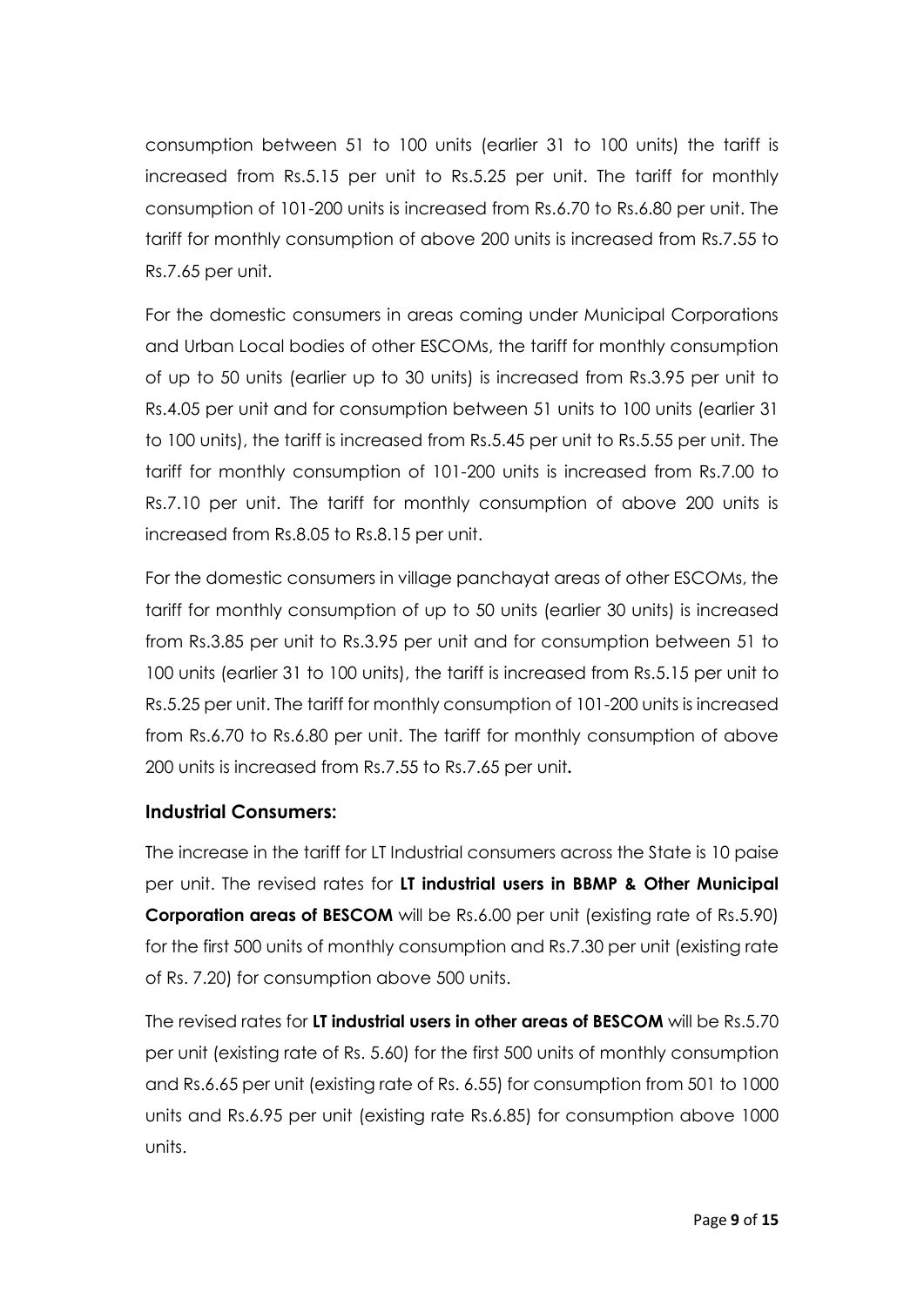consumption between 51 to 100 units (earlier 31 to 100 units) the tariff is increased from Rs.5.15 per unit to Rs.5.25 per unit. The tariff for monthly consumption of 101-200 units is increased from Rs.6.70 to Rs.6.80 per unit. The tariff for monthly consumption of above 200 units is increased from Rs.7.55 to Rs.7.65 per unit.

For the domestic consumers in areas coming under Municipal Corporations and Urban Local bodies of other ESCOMs, the tariff for monthly consumption of up to 50 units (earlier up to 30 units) is increased from Rs.3.95 per unit to Rs.4.05 per unit and for consumption between 51 units to 100 units (earlier 31 to 100 units), the tariff is increased from Rs.5.45 per unit to Rs.5.55 per unit. The tariff for monthly consumption of 101-200 units is increased from Rs.7.00 to Rs.7.10 per unit. The tariff for monthly consumption of above 200 units is increased from Rs.8.05 to Rs.8.15 per unit.

For the domestic consumers in village panchayat areas of other ESCOMs, the tariff for monthly consumption of up to 50 units (earlier 30 units) is increased from Rs.3.85 per unit to Rs.3.95 per unit and for consumption between 51 to 100 units (earlier 31 to 100 units), the tariff is increased from Rs.5.15 per unit to Rs.5.25 per unit. The tariff for monthly consumption of 101-200 units is increased from Rs.6.70 to Rs.6.80 per unit. The tariff for monthly consumption of above 200 units is increased from Rs.7.55 to Rs.7.65 per unit**.**

### Industrial Consumers:

The increase in the tariff for LT Industrial consumers across the State is 10 paise per unit. The revised rates for **LT industrial users in BBMP & Other Municipal Corporation areas of BESCOM** will be Rs.6.00 per unit (existing rate of Rs.5.90) for the first 500 units of monthly consumption and Rs.7.30 per unit (existing rate of Rs. 7.20) for consumption above 500 units.

The revised rates for **LT industrial users in other areas of BESCOM** will be Rs.5.70 per unit (existing rate of Rs. 5.60) for the first 500 units of monthly consumption and Rs.6.65 per unit (existing rate of Rs. 6.55) for consumption from 501 to 1000 units and Rs.6.95 per unit (existing rate Rs.6.85) for consumption above 1000 units.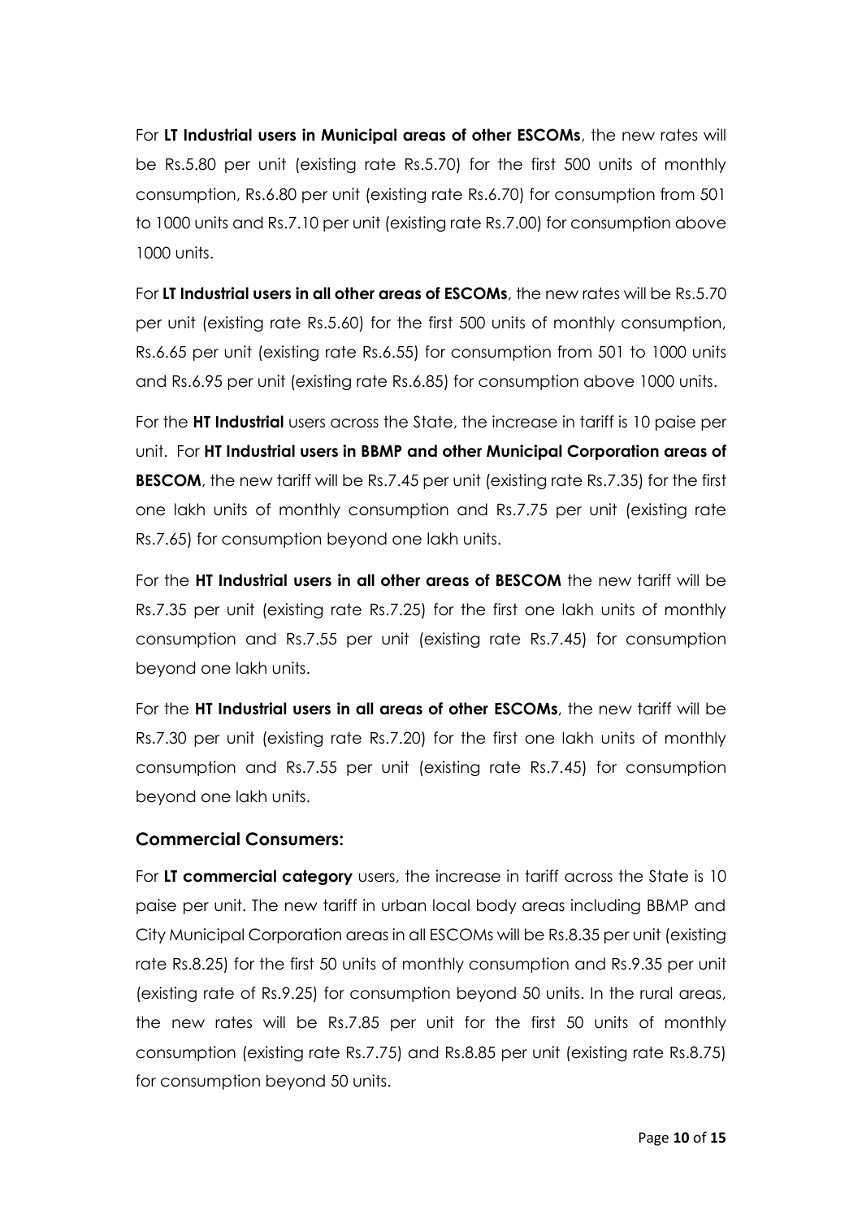For **LT Industrial users in Municipal areas of other ESCOMs**, the new rates will be Rs.5.80 per unit (existing rate Rs.5.70) for the first 500 units of monthly consumption, Rs.6.80 per unit (existing rate Rs.6.70) for consumption from 501 to 1000 units and Rs.7.10 per unit (existing rate Rs.7.00) for consumption above 1000 units.

For **LT Industrial users in all other areas of ESCOMs**, the new rates will be Rs.5.70 per unit (existing rate Rs.5.60) for the first 500 units of monthly consumption, Rs.6.65 per unit (existing rate Rs.6.55) for consumption from 501 to 1000 units and Rs.6.95 per unit (existing rate Rs.6.85) for consumption above 1000 units.

For the **HT Industrial** users across the State, the increase in tariff is 10 paise per unit. For **HT Industrial users in BBMP and other Municipal Corporation areas of BESCOM**, the new tariff will be Rs.7.45 per unit (existing rate Rs.7.35) for the first one lakh units of monthly consumption and Rs.7.75 per unit (existing rate Rs.7.65) for consumption beyond one lakh units.

For the **HT Industrial users in all other areas of BESCOM** the new tariff will be Rs.7.35 per unit (existing rate Rs.7.25) for the first one lakh units of monthly consumption and Rs.7.55 per unit (existing rate Rs.7.45) for consumption beyond one lakh units.

For the **HT Industrial users in all areas of other ESCOMs**, the new tariff will be Rs.7.30 per unit (existing rate Rs.7.20) for the first one lakh units of monthly consumption and Rs.7.55 per unit (existing rate Rs.7.45) for consumption beyond one lakh units.

### Commercial Consumers:

For **LT commercial category** users, the increase in tariff across the State is 10 paise per unit. The new tariff in urban local body areas including BBMP and City Municipal Corporation areas in all ESCOMs will be Rs.8.35 per unit (existing rate Rs.8.25) for the first 50 units of monthly consumption and Rs.9.35 per unit (existing rate of Rs.9.25) for consumption beyond 50 units. In the rural areas, the new rates will be Rs.7.85 per unit for the first 50 units of monthly consumption (existing rate Rs.7.75) and Rs.8.85 per unit (existing rate Rs.8.75) for consumption beyond 50 units.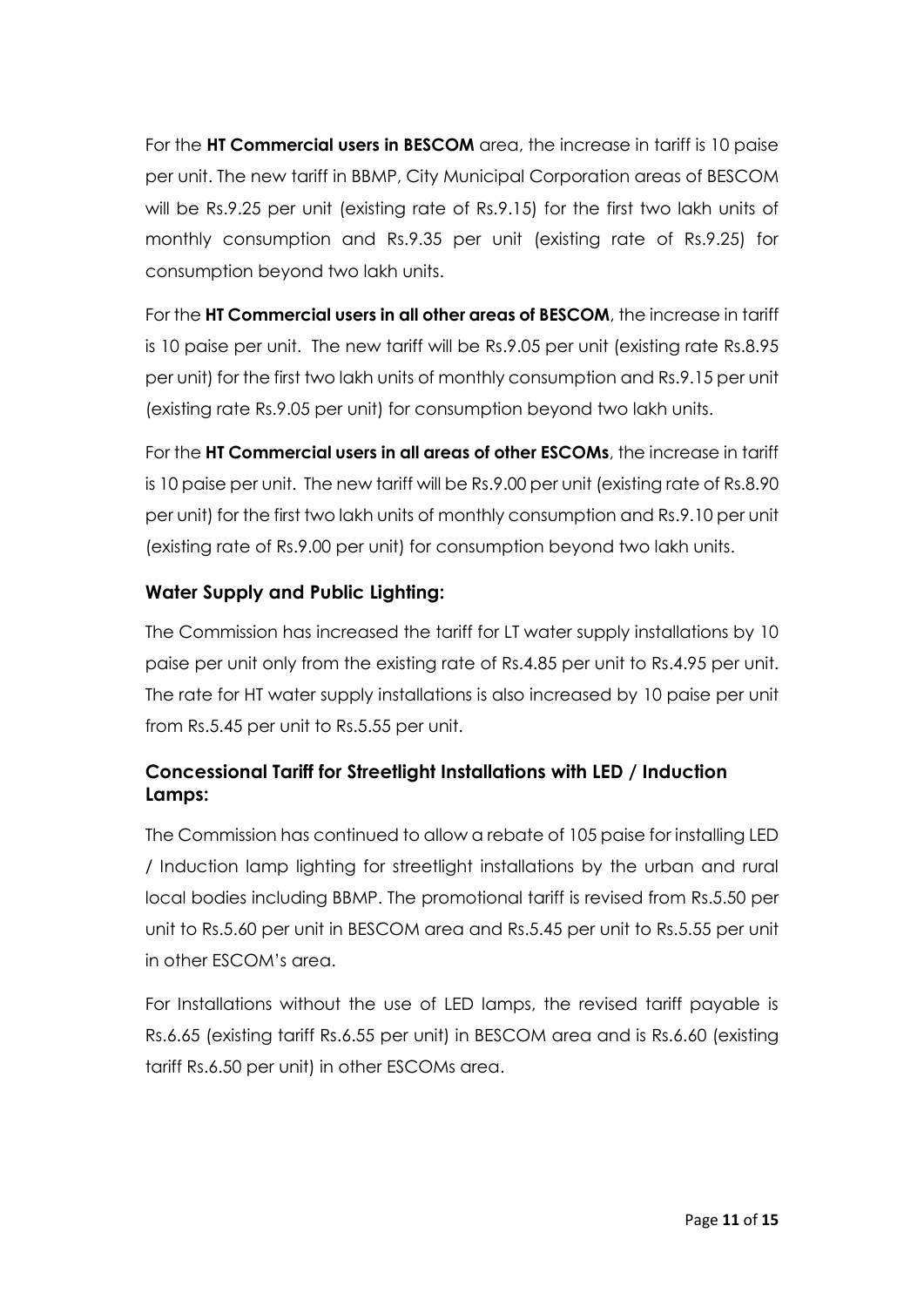For the **HT Commercial users in BESCOM** area, the increase in tariff is 10 paise per unit. The new tariff in BBMP, City Municipal Corporation areas of BESCOM will be Rs.9.25 per unit (existing rate of Rs.9.15) for the first two lakh units of monthly consumption and Rs.9.35 per unit (existing rate of Rs.9.25) for consumption beyond two lakh units.

For the **HT Commercial users in all other areas of BESCOM**, the increase in tariff is 10 paise per unit. The new tariff will be Rs.9.05 per unit (existing rate Rs.8.95 per unit) for the first two lakh units of monthly consumption and Rs.9.15 per unit (existing rate Rs.9.05 per unit) for consumption beyond two lakh units.

For the **HT Commercial users in all areas of other ESCOMs**, the increase in tariff is 10 paise per unit. The new tariff will be Rs.9.00 per unit (existing rate of Rs.8.90 per unit) for the first two lakh units of monthly consumption and Rs.9.10 per unit (existing rate of Rs.9.00 per unit) for consumption beyond two lakh units.

### Water Supply and Public Lighting:

The Commission has increased the tariff for LT water supply installations by 10 paise per unit only from the existing rate of Rs.4.85 per unit to Rs.4.95 per unit. The rate for HT water supply installations is also increased by 10 paise per unit from Rs.5.45 per unit to Rs.5.55 per unit.

### Concessional Tariff for Streetlight Installations with LED / Induction Lamps:

The Commission has continued to allow a rebate of 105 paise for installing LED / Induction lamp lighting for streetlight installations by the urban and rural local bodies including BBMP. The promotional tariff is revised from Rs.5.50 per unit to Rs.5.60 per unit in BESCOM area and Rs.5.45 per unit to Rs.5.55 per unit in other ESCOM's area.

For Installations without the use of LED lamps, the revised tariff payable is Rs.6.65 (existing tariff Rs.6.55 per unit) in BESCOM area and is Rs.6.60 (existing tariff Rs.6.50 per unit) in other ESCOMs area.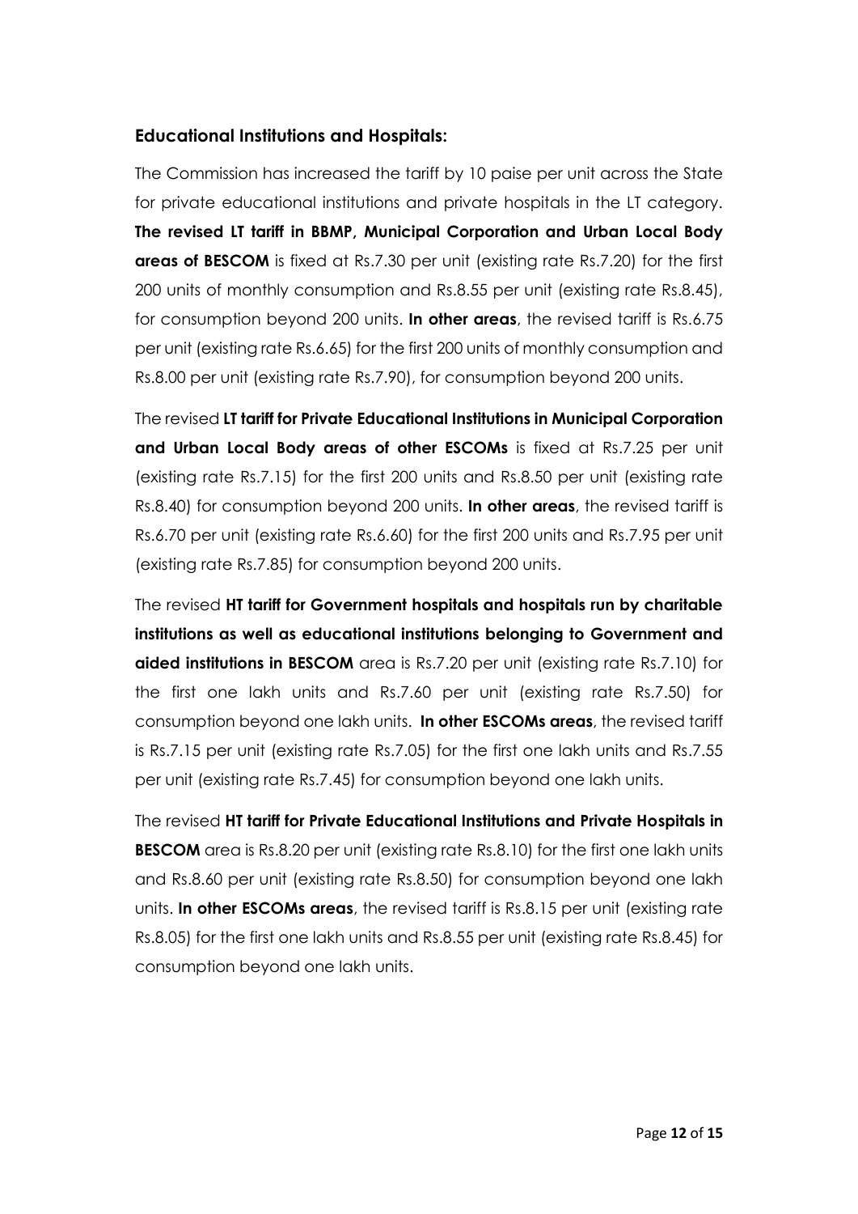### Educational Institutions and Hospitals:

The Commission has increased the tariff by 10 paise per unit across the State for private educational institutions and private hospitals in the LT category. **The revised LT tariff in BBMP, Municipal Corporation and Urban Local Body areas of BESCOM** is fixed at Rs.7.30 per unit (existing rate Rs.7.20) for the first 200 units of monthly consumption and Rs.8.55 per unit (existing rate Rs.8.45), for consumption beyond 200 units. **In other areas**, the revised tariff is Rs.6.75 per unit (existing rate Rs.6.65) for the first 200 units of monthly consumption and Rs.8.00 per unit (existing rate Rs.7.90), for consumption beyond 200 units.

The revised **LT tariff for Private Educational Institutions in Municipal Corporation and Urban Local Body areas of other ESCOMs** is fixed at Rs.7.25 per unit (existing rate Rs.7.15) for the first 200 units and Rs.8.50 per unit (existing rate Rs.8.40) for consumption beyond 200 units. **In other areas**, the revised tariff is Rs.6.70 per unit (existing rate Rs.6.60) for the first 200 units and Rs.7.95 per unit (existing rate Rs.7.85) for consumption beyond 200 units.

The revised **HT tariff for Government hospitals and hospitals run by charitable institutions as well as educational institutions belonging to Government and aided institutions in BESCOM** area is Rs.7.20 per unit (existing rate Rs.7.10) for the first one lakh units and Rs.7.60 per unit (existing rate Rs.7.50) for consumption beyond one lakh units. **In other ESCOMs areas**, the revised tariff is Rs.7.15 per unit (existing rate Rs.7.05) for the first one lakh units and Rs.7.55 per unit (existing rate Rs.7.45) for consumption beyond one lakh units.

The revised **HT tariff for Private Educational Institutions and Private Hospitals in BESCOM** area is Rs.8.20 per unit (existing rate Rs.8.10) for the first one lakh units and Rs.8.60 per unit (existing rate Rs.8.50) for consumption beyond one lakh units. **In other ESCOMs areas**, the revised tariff is Rs.8.15 per unit (existing rate Rs.8.05) for the first one lakh units and Rs.8.55 per unit (existing rate Rs.8.45) for consumption beyond one lakh units.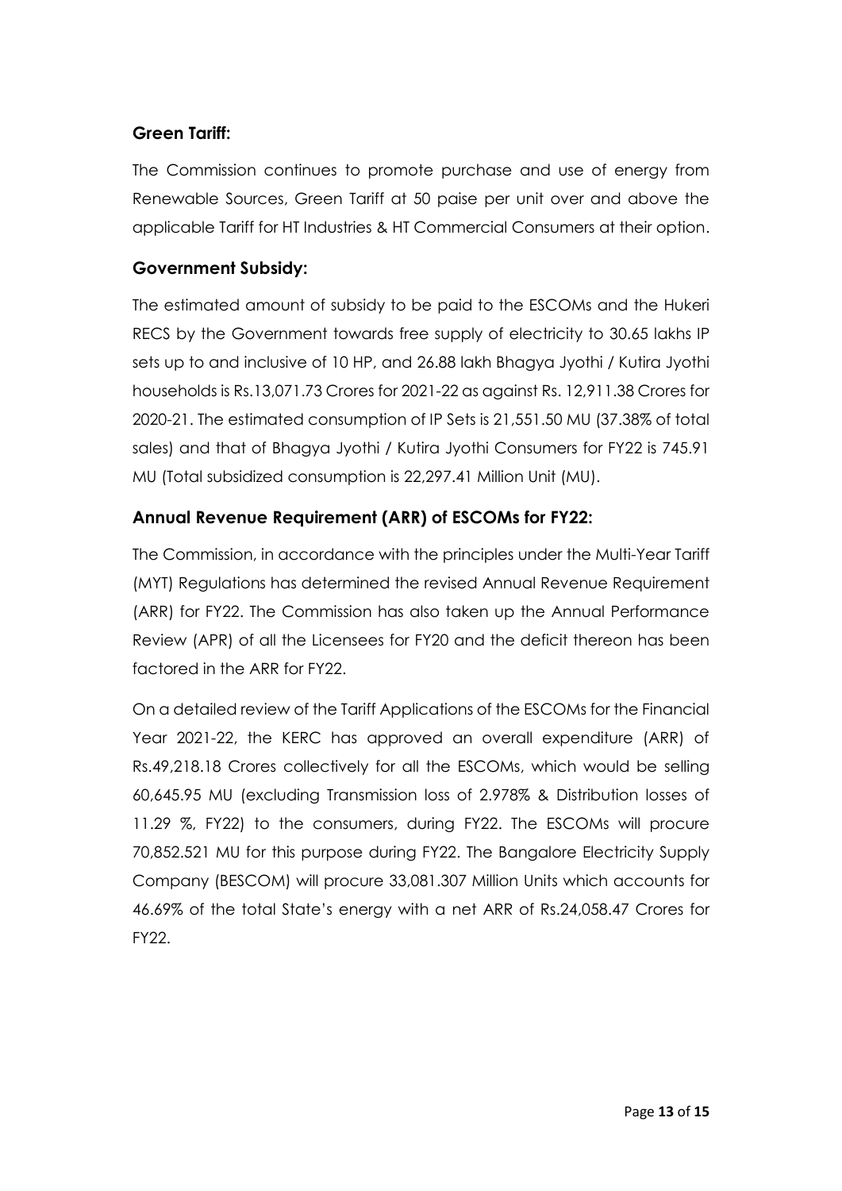## Green Tariff:

The Commission continues to promote purchase and use of energy from Renewable Sources, Green Tariff at 50 paise per unit over and above the applicable Tariff for HT Industries & HT Commercial Consumers at their option.

## Government Subsidy:

The estimated amount of subsidy to be paid to the ESCOMs and the Hukeri RECS by the Government towards free supply of electricity to 30.65 lakhs IP sets up to and inclusive of 10 HP, and 26.88 lakh Bhagya Jyothi / Kutira Jyothi households is Rs.13,071.73 Crores for 2021-22 as against Rs. 12,911.38 Crores for 2020-21. The estimated consumption of IP Sets is 21,551.50 MU (37.38% of total sales) and that of Bhagya Jyothi / Kutira Jyothi Consumers for FY22 is 745.91 MU (Total subsidized consumption is 22,297.41 Million Unit (MU).

## Annual Revenue Requirement (ARR) of ESCOMs for FY22:

The Commission, in accordance with the principles under the Multi-Year Tariff (MYT) Regulations has determined the revised Annual Revenue Requirement (ARR) for FY22. The Commission has also taken up the Annual Performance Review (APR) of all the Licensees for FY20 and the deficit thereon has been factored in the ARR for FY22.

On a detailed review of the Tariff Applications of the ESCOMs for the Financial Year 2021-22, the KERC has approved an overall expenditure (ARR) of Rs.49,218.18 Crores collectively for all the ESCOMs, which would be selling 60,645.95 MU (excluding Transmission loss of 2.978% & Distribution losses of 11.29 %, FY22) to the consumers, during FY22. The ESCOMs will procure 70,852.521 MU for this purpose during FY22. The Bangalore Electricity Supply Company (BESCOM) will procure 33,081.307 Million Units which accounts for 46.69% of the total State's energy with a net ARR of Rs.24,058.47 Crores for FY22.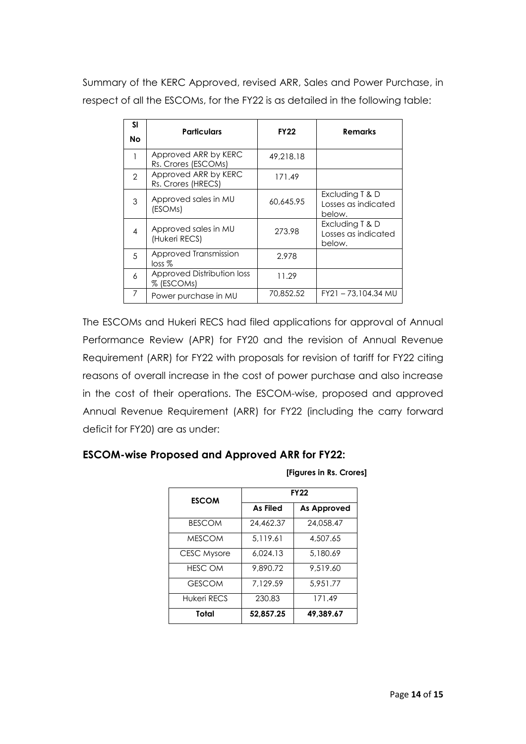Summary of the KERC Approved, revised ARR, Sales and Power Purchase, in respect of all the ESCOMs, for the FY22 is as detailed in the following table:

| Sl No | Particulars | FY22 | Remarks |
|---|---|---|---|
| 1 | Approved ARR by KERC Rs. Crores (ESCOMs) | 49,218.18 | |
| 2 | Approved ARR by KERC Rs. Crores (HRECS) | 171.49 | |
| 3 | Approved sales in MU (ESOMs) | 60,645.95 | Excluding T & D Losses as indicated below. |
| 4 | Approved sales in MU (Hukeri RECS) | 273.98 | Excluding T & D Losses as indicated below. |
| 5 | Approved Transmission loss % | 2.978 | |
| 6 | Approved Distribution loss % (ESCOMs) | 11.29 | |
| 7 | Power purchase in MU | 70,852.52 | FY21 – 73,104.34 MU |

The ESCOMs and Hukeri RECS had filed applications for approval of Annual Performance Review (APR) for FY20 and the revision of Annual Revenue Requirement (ARR) for FY22 with proposals for revision of tariff for FY22 citing reasons of overall increase in the cost of power purchase and also increase in the cost of their operations. The ESCOM-wise, proposed and approved Annual Revenue Requirement (ARR) for FY22 (including the carry forward deficit for FY20) are as under:

## ESCOM-wise Proposed and Approved ARR for FY22:

**[Figures in Rs. Crores]**

| ESCOM | FY22 | |
|---|---|---|
| | **As Filed** | **As Approved** |
| BESCOM | 24,462.37 | 24,058.47 |
| MESCOM | 5,119.61 | 4,507.65 |
| CESC Mysore | 6,024.13 | 5,180.69 |
| HESC OM | 9,890.72 | 9,519.60 |
| GESCOM | 7,129.59 | 5,951.77 |
| Hukeri RECS | 230.83 | 171.49 |
| **Total** | **52,857.25** | **49,389.67** |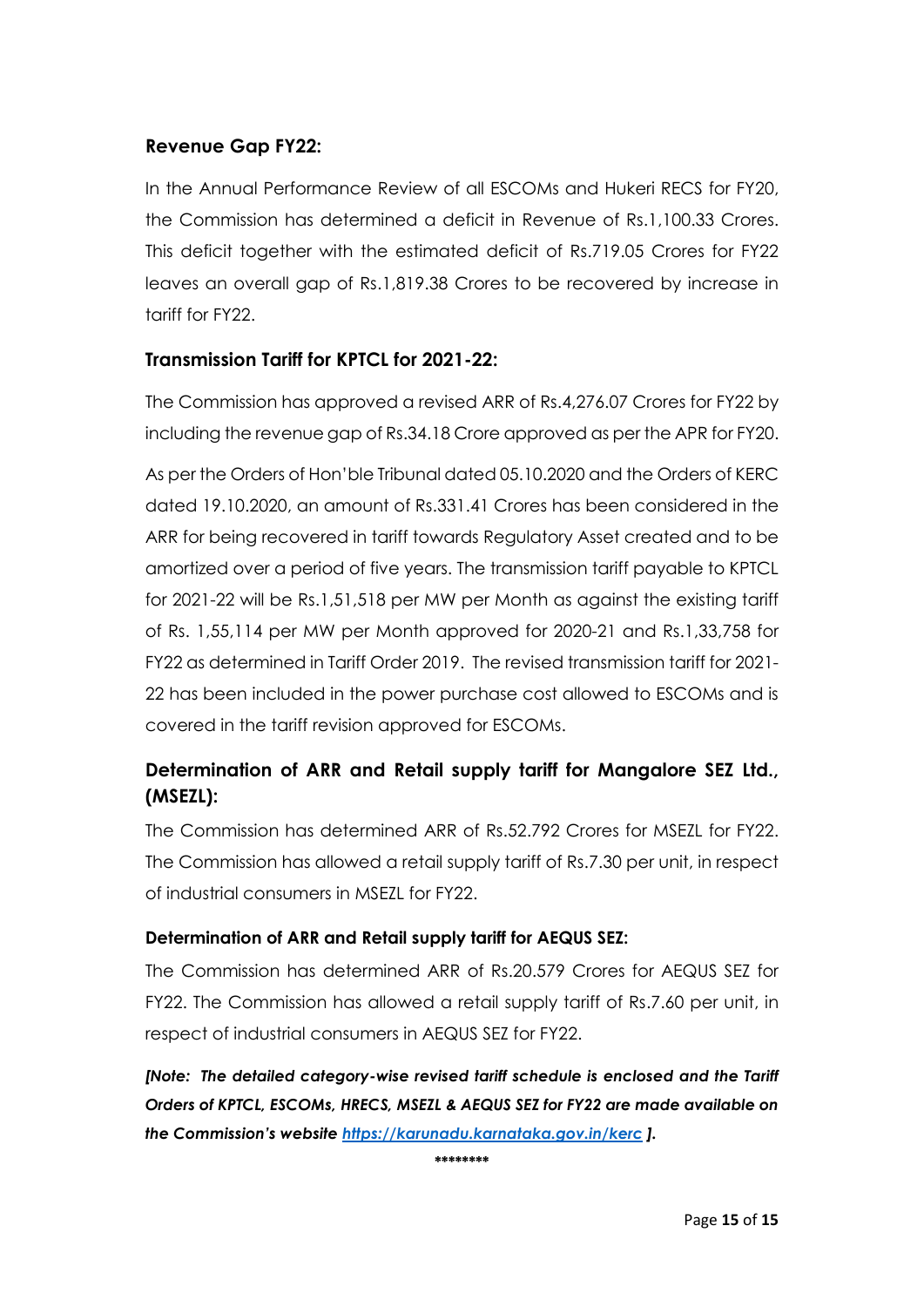### Revenue Gap FY22:

In the Annual Performance Review of all ESCOMs and Hukeri RECS for FY20, the Commission has determined a deficit in Revenue of Rs.1,100.33 Crores. This deficit together with the estimated deficit of Rs.719.05 Crores for FY22 leaves an overall gap of Rs.1,819.38 Crores to be recovered by increase in tariff for FY22.

### Transmission Tariff for KPTCL for 2021-22:

The Commission has approved a revised ARR of Rs.4,276.07 Crores for FY22 by including the revenue gap of Rs.34.18 Crore approved as per the APR for FY20.

As per the Orders of Hon'ble Tribunal dated 05.10.2020 and the Orders of KERC dated 19.10.2020, an amount of Rs.331.41 Crores has been considered in the ARR for being recovered in tariff towards Regulatory Asset created and to be amortized over a period of five years. The transmission tariff payable to KPTCL for 2021-22 will be Rs.1,51,518 per MW per Month as against the existing tariff of Rs. 1,55,114 per MW per Month approved for 2020-21 and Rs.1,33,758 for FY22 as determined in Tariff Order 2019. The revised transmission tariff for 2021-22 has been included in the power purchase cost allowed to ESCOMs and is covered in the tariff revision approved for ESCOMs.

### Determination of ARR and Retail supply tariff for Mangalore SEZ Ltd., (MSEZL):

The Commission has determined ARR of Rs.52.792 Crores for MSEZL for FY22. The Commission has allowed a retail supply tariff of Rs.7.30 per unit, in respect of industrial consumers in MSEZL for FY22.

#### Determination of ARR and Retail supply tariff for AEQUS SEZ:

The Commission has determined ARR of Rs.20.579 Crores for AEQUS SEZ for FY22. The Commission has allowed a retail supply tariff of Rs.7.60 per unit, in respect of industrial consumers in AEQUS SEZ for FY22.

***[Note: The detailed category-wise revised tariff schedule is enclosed and the Tariff Orders of KPTCL, ESCOMs, HRECS, MSEZL & AEQUS SEZ for FY22 are made available on the Commission's website [https://karunadu.karnataka.gov.in/kerc](https://karunadu.karnataka.gov.in/kerc) ].***

********